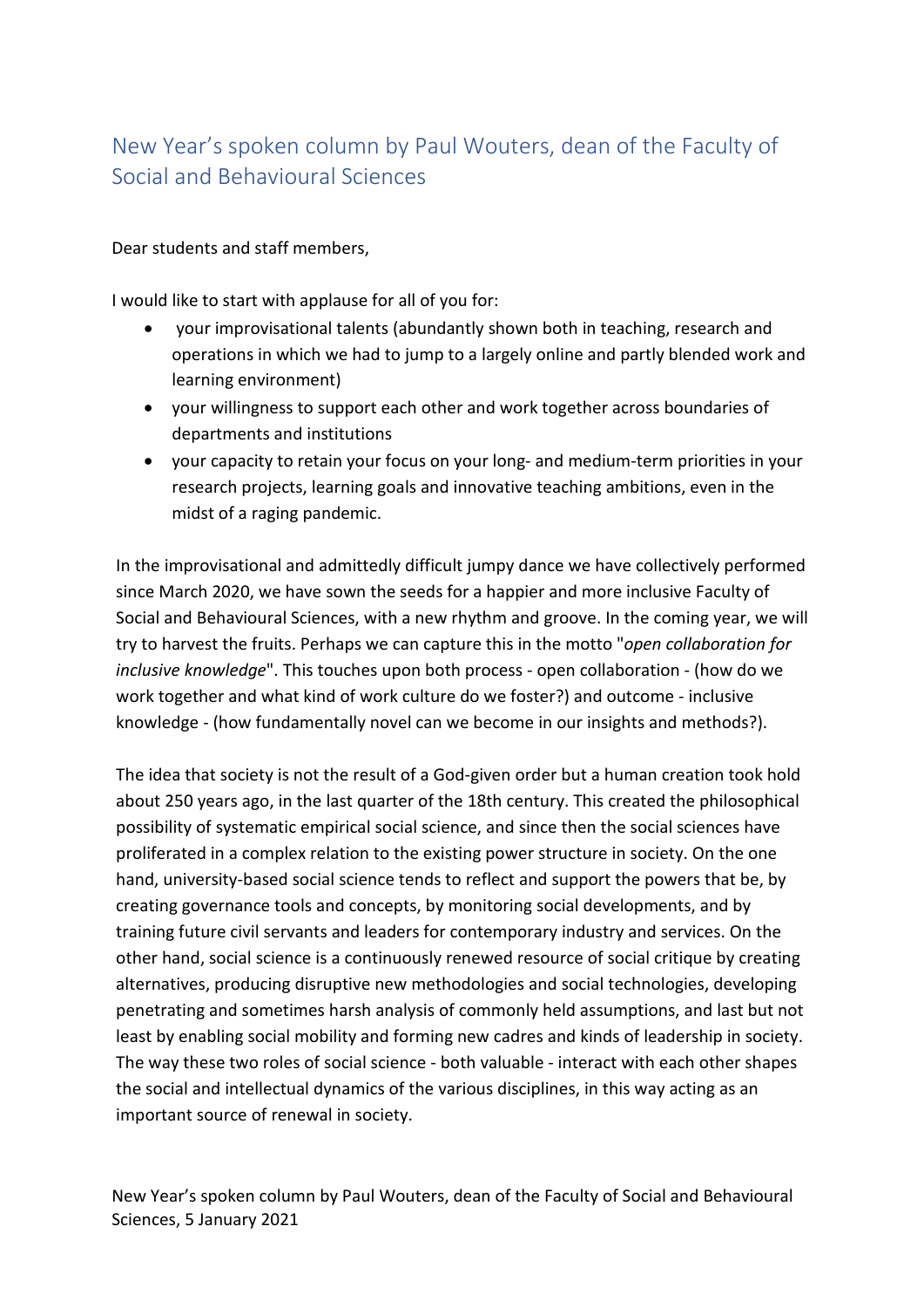# New Year's spoken column by Paul Wouters, dean of the Faculty of Social and Behavioural Sciences

Dear students and staff members,

I would like to start with applause for all of you for:

- your improvisational talents (abundantly shown both in teaching, research and operations in which we had to jump to a largely online and partly blended work and learning environment)
- your willingness to support each other and work together across boundaries of departments and institutions
- your capacity to retain your focus on your long- and medium-term priorities in your research projects, learning goals and innovative teaching ambitions, even in the midst of a raging pandemic.

In the improvisational and admittedly difficult jumpy dance we have collectively performed since March 2020, we have sown the seeds for a happier and more inclusive Faculty of Social and Behavioural Sciences, with a new rhythm and groove. In the coming year, we will try to harvest the fruits. Perhaps we can capture this in the motto "*open collaboration for inclusive knowledge*". This touches upon both process - open collaboration - (how do we work together and what kind of work culture do we foster?) and outcome - inclusive knowledge - (how fundamentally novel can we become in our insights and methods?).

The idea that society is not the result of a God-given order but a human creation took hold about 250 years ago, in the last quarter of the 18th century. This created the philosophical possibility of systematic empirical social science, and since then the social sciences have proliferated in a complex relation to the existing power structure in society. On the one hand, university-based social science tends to reflect and support the powers that be, by creating governance tools and concepts, by monitoring social developments, and by training future civil servants and leaders for contemporary industry and services. On the other hand, social science is a continuously renewed resource of social critique by creating alternatives, producing disruptive new methodologies and social technologies, developing penetrating and sometimes harsh analysis of commonly held assumptions, and last but not least by enabling social mobility and forming new cadres and kinds of leadership in society. The way these two roles of social science - both valuable - interact with each other shapes the social and intellectual dynamics of the various disciplines, in this way acting as an important source of renewal in society.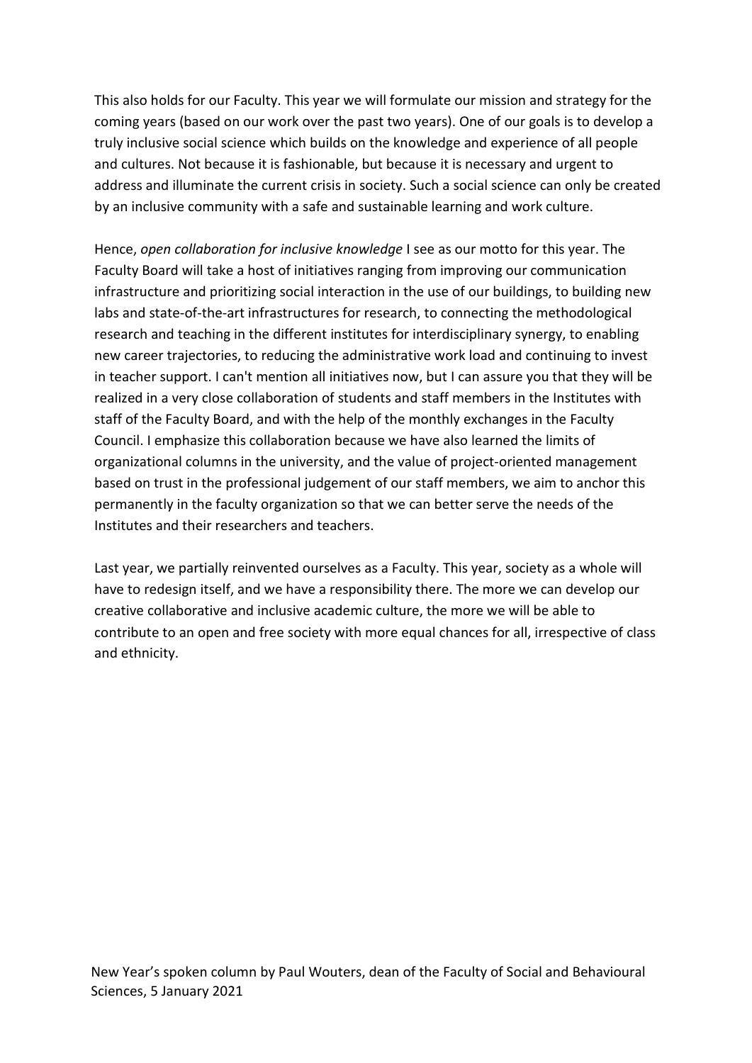This also holds for our Faculty. This year we will formulate our mission and strategy for the coming years (based on our work over the past two years). One of our goals is to develop a truly inclusive social science which builds on the knowledge and experience of all people and cultures. Not because it is fashionable, but because it is necessary and urgent to address and illuminate the current crisis in society. Such a social science can only be created by an inclusive community with a safe and sustainable learning and work culture.

Hence, *open collaboration for inclusive knowledge* I see as our motto for this year. The Faculty Board will take a host of initiatives ranging from improving our communication infrastructure and prioritizing social interaction in the use of our buildings, to building new labs and state-of-the-art infrastructures for research, to connecting the methodological research and teaching in the different institutes for interdisciplinary synergy, to enabling new career trajectories, to reducing the administrative work load and continuing to invest in teacher support. I can't mention all initiatives now, but I can assure you that they will be realized in a very close collaboration of students and staff members in the Institutes with staff of the Faculty Board, and with the help of the monthly exchanges in the Faculty Council. I emphasize this collaboration because we have also learned the limits of organizational columns in the university, and the value of project-oriented management based on trust in the professional judgement of our staff members, we aim to anchor this permanently in the faculty organization so that we can better serve the needs of the Institutes and their researchers and teachers.

Last year, we partially reinvented ourselves as a Faculty. This year, society as a whole will have to redesign itself, and we have a responsibility there. The more we can develop our creative collaborative and inclusive academic culture, the more we will be able to contribute to an open and free society with more equal chances for all, irrespective of class and ethnicity.

New Year's spoken column by Paul Wouters, dean of the Faculty of Social and Behavioural Sciences, 5 January 2021